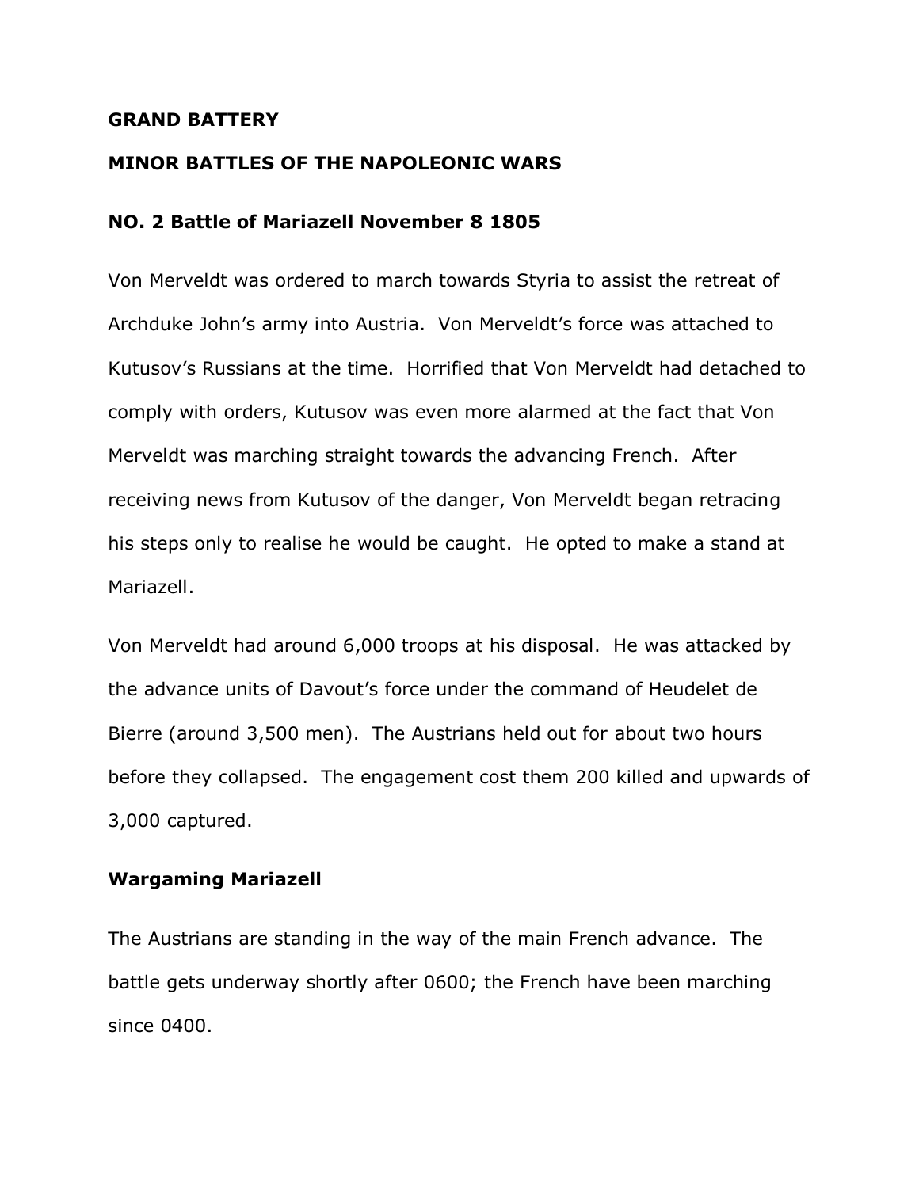# GRAND BATTERY

## MINOR BATTLES OF THE NAPOLEONIC WARS

### NO. 2 Battle of Mariazell November 8 1805

Von Merveldt was ordered to march towards Styria to assist the retreat of Archduke John's army into Austria. Von Merveldt's force was attached to Kutusov's Russians at the time. Horrified that Von Merveldt had detached to comply with orders, Kutusov was even more alarmed at the fact that Von Merveldt was marching straight towards the advancing French. After receiving news from Kutusov of the danger, Von Merveldt began retracing his steps only to realise he would be caught. He opted to make a stand at Mariazell.

Von Merveldt had around 6,000 troops at his disposal. He was attacked by the advance units of Davout's force under the command of Heudelet de Bierre (around 3,500 men). The Austrians held out for about two hours before they collapsed. The engagement cost them 200 killed and upwards of 3,000 captured.

### Wargaming Mariazell

The Austrians are standing in the way of the main French advance. The battle gets underway shortly after 0600; the French have been marching since 0400.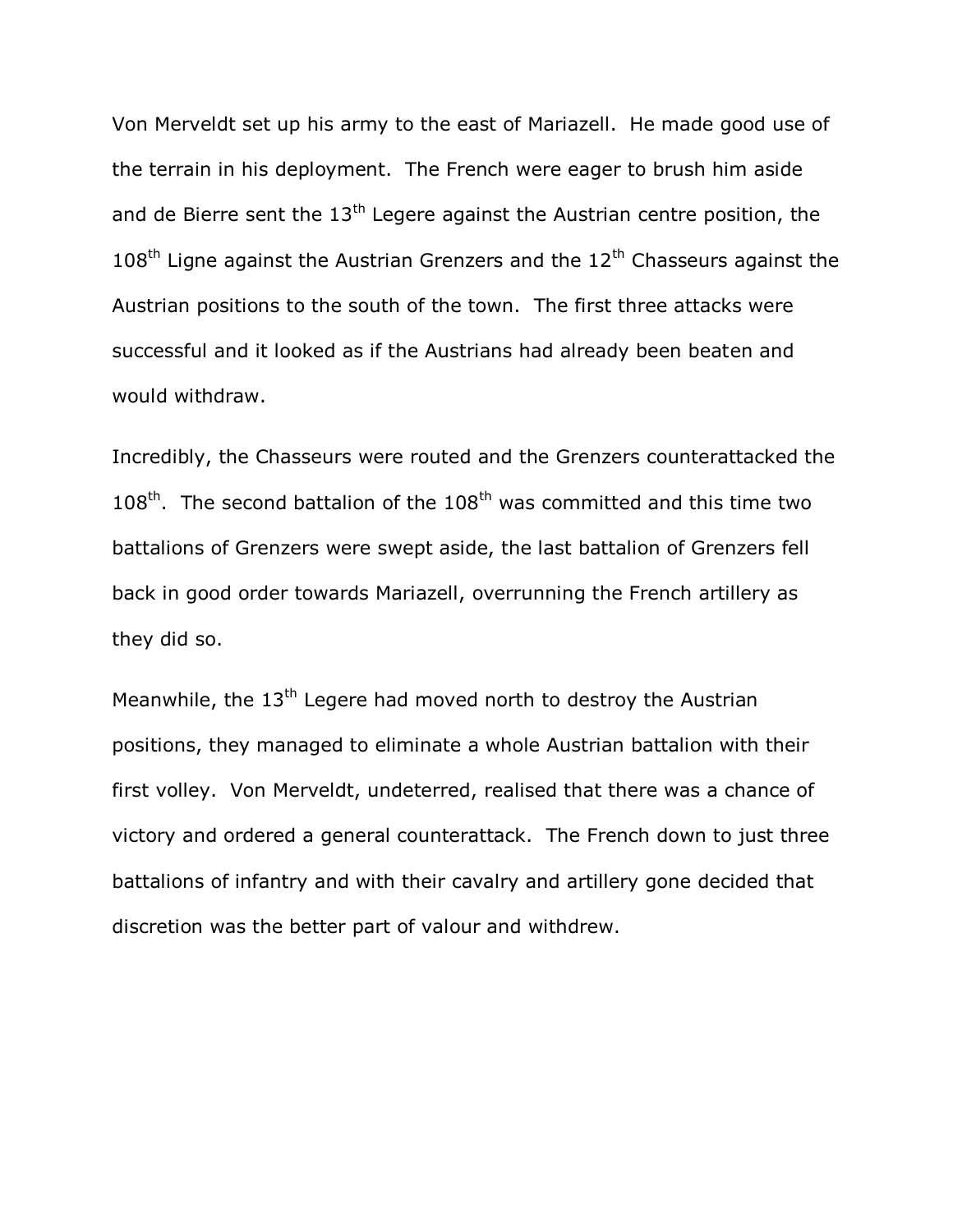Von Merveldt set up his army to the east of Mariazell. He made good use of the terrain in his deployment. The French were eager to brush him aside and de Bierre sent the 13th Legere against the Austrian centre position, the 108th Ligne against the Austrian Grenzers and the 12th Chasseurs against the Austrian positions to the south of the town. The first three attacks were successful and it looked as if the Austrians had already been beaten and would withdraw.

Incredibly, the Chasseurs were routed and the Grenzers counterattacked the 108th. The second battalion of the 108th was committed and this time two battalions of Grenzers were swept aside, the last battalion of Grenzers fell back in good order towards Mariazell, overrunning the French artillery as they did so.

Meanwhile, the 13th Legere had moved north to destroy the Austrian positions, they managed to eliminate a whole Austrian battalion with their first volley. Von Merveldt, undeterred, realised that there was a chance of victory and ordered a general counterattack. The French down to just three battalions of infantry and with their cavalry and artillery gone decided that discretion was the better part of valour and withdrew.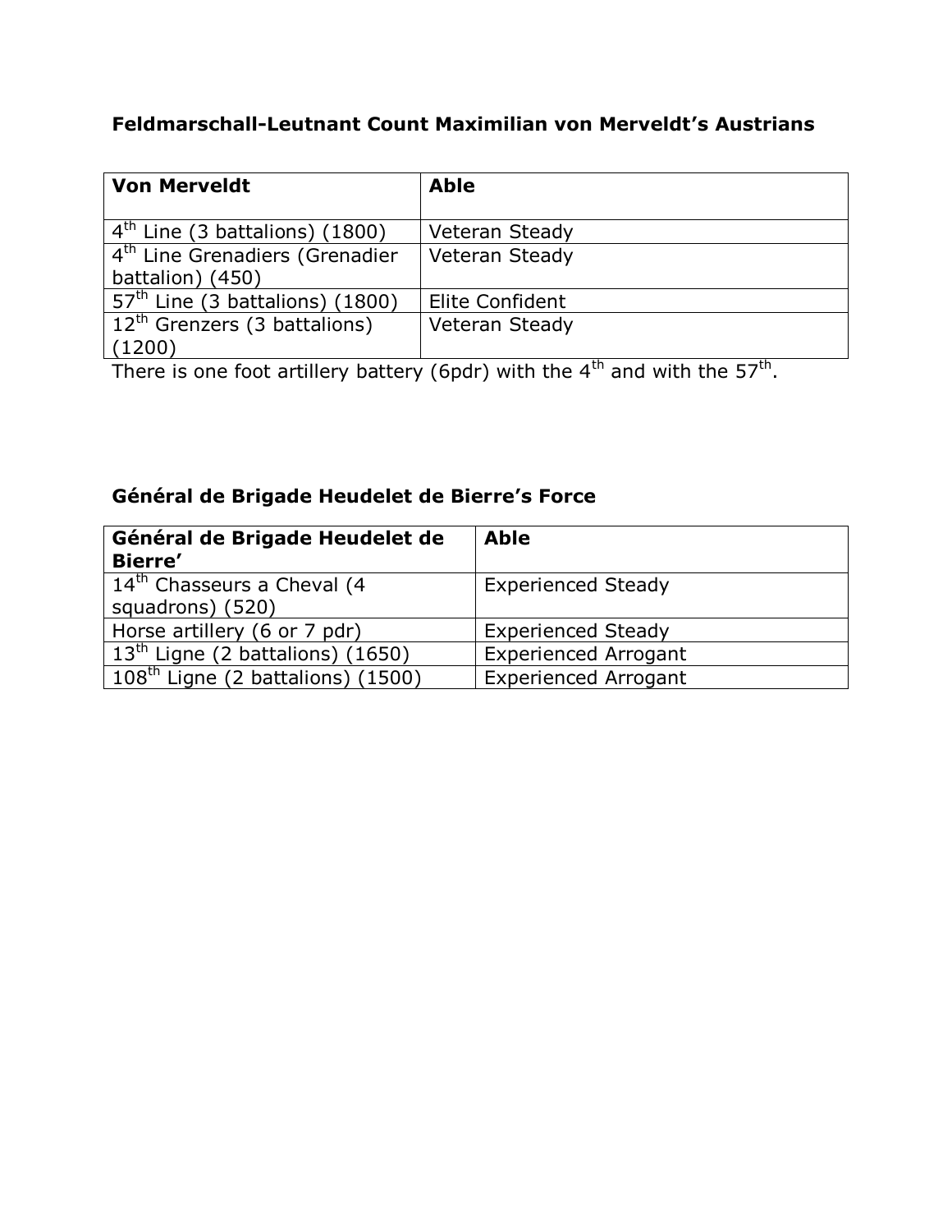**Feldmarschall-Leutnant Count Maximilian von Merveldt's Austrians**

| **Von Merveldt** | **Able** |
|---|---|
| 4th Line (3 battalions) (1800) | Veteran Steady |
| 4th Line Grenadiers (Grenadier battalion) (450) | Veteran Steady |
| 57th Line (3 battalions) (1800) | Elite Confident |
| 12th Grenzers (3 battalions) (1200) | Veteran Steady |

There is one foot artillery battery (6pdr) with the 4th and with the 57th.

**Général de Brigade Heudelet de Bierre's Force**

| **Général de Brigade Heudelet de Bierre'** | **Able** |
|---|---|
| 14th Chasseurs a Cheval (4 squadrons) (520) | Experienced Steady |
| Horse artillery (6 or 7 pdr) | Experienced Steady |
| 13th Ligne (2 battalions) (1650) | Experienced Arrogant |
| 108th Ligne (2 battalions) (1500) | Experienced Arrogant |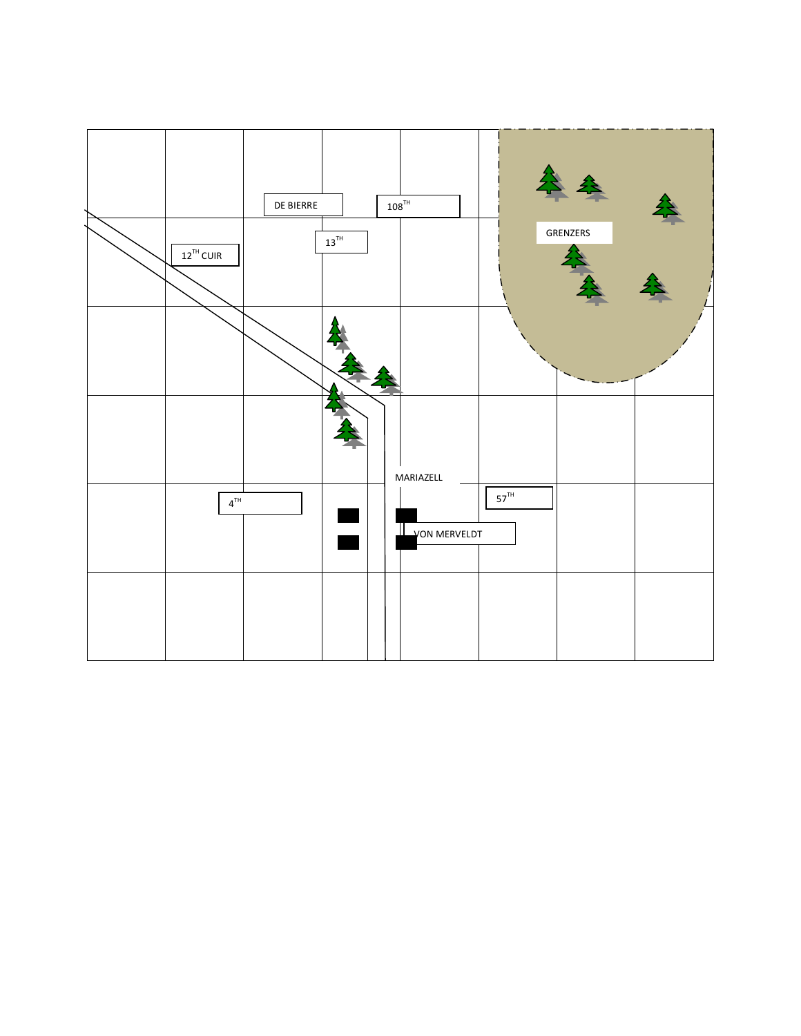DE BIERRE

108TH

13TH

12TH CUIR

GRENZERS

MARIAZELL

4TH

57TH

VON MERVELDT